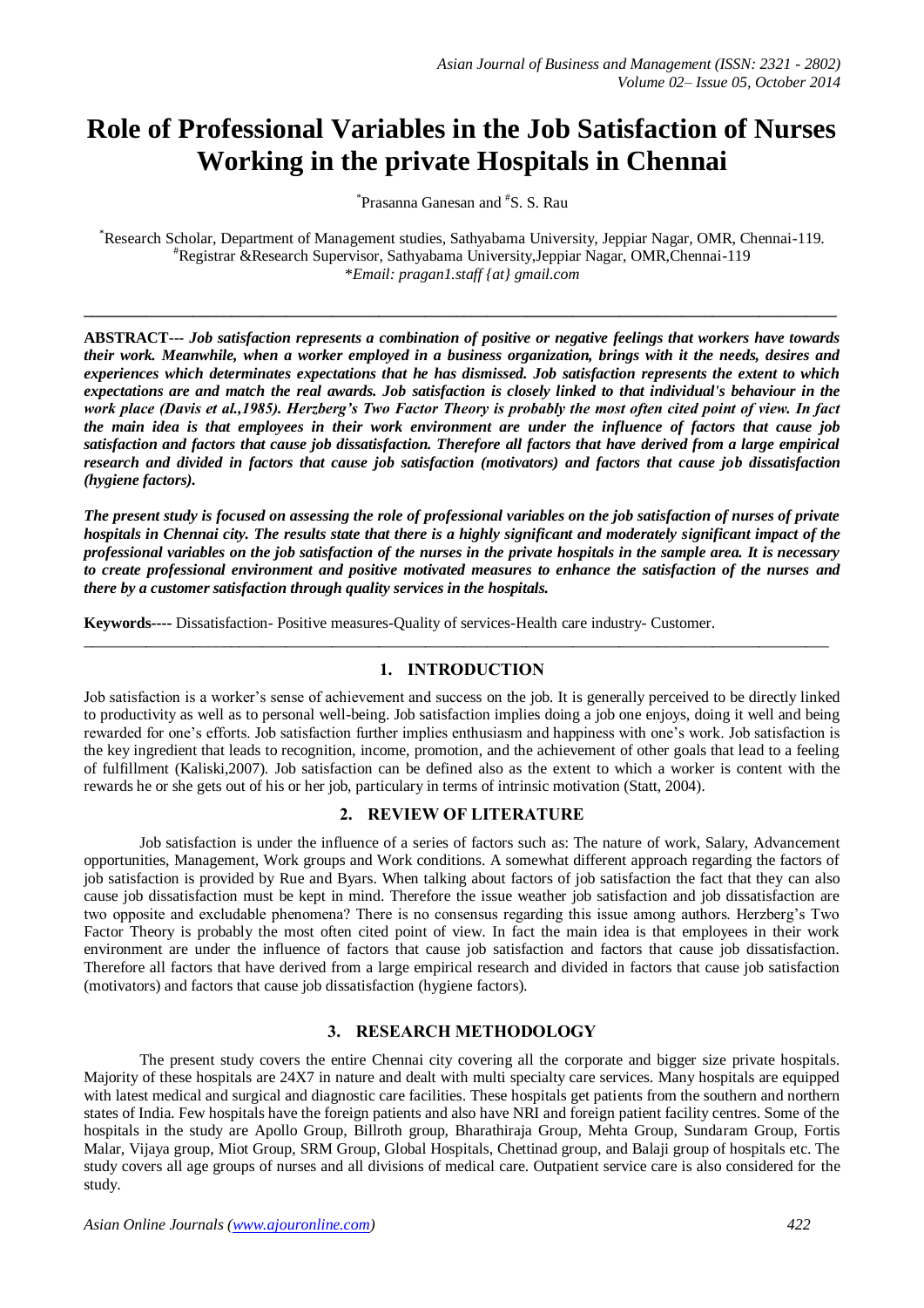# Role of Professional Variables in the Job Satisfaction of Nurses Working in the private Hospitals in Chennai

[*]Prasanna Ganesan and [#]S. S. Rau

[*]Research Scholar, Department of Management studies, Sathyabama University, Jeppiar Nagar, OMR, Chennai-119.
[#]Registrar &Research Supervisor, Sathyabama University,Jeppiar Nagar, OMR,Chennai-119
*Email: pragan1.staff {at} gmail.com

---

**ABSTRACT---** ***Job satisfaction represents a combination of positive or negative feelings that workers have towards their work. Meanwhile, when a worker employed in a business organization, brings with it the needs, desires and experiences which determinates expectations that he has dismissed. Job satisfaction represents the extent to which expectations are and match the real awards. Job satisfaction is closely linked to that individual's behaviour in the work place (Davis et al.,1985). Herzberg's Two Factor Theory is probably the most often cited point of view. In fact the main idea is that employees in their work environment are under the influence of factors that cause job satisfaction and factors that cause job dissatisfaction. Therefore all factors that have derived from a large empirical research and divided in factors that cause job satisfaction (motivators) and factors that cause job dissatisfaction (hygiene factors).***

***The present study is focused on assessing the role of professional variables on the job satisfaction of nurses of private hospitals in Chennai city. The results state that there is a highly significant and moderately significant impact of the professional variables on the job satisfaction of the nurses in the private hospitals in the sample area. It is necessary to create professional environment and positive motivated measures to enhance the satisfaction of the nurses and there by a customer satisfaction through quality services in the hospitals.***

**Keywords----** Dissatisfaction- Positive measures-Quality of services-Health care industry- Customer.

---

## 1. INTRODUCTION

Job satisfaction is a worker's sense of achievement and success on the job. It is generally perceived to be directly linked to productivity as well as to personal well-being. Job satisfaction implies doing a job one enjoys, doing it well and being rewarded for one's efforts. Job satisfaction further implies enthusiasm and happiness with one's work. Job satisfaction is the key ingredient that leads to recognition, income, promotion, and the achievement of other goals that lead to a feeling of fulfillment (Kaliski,2007). Job satisfaction can be defined also as the extent to which a worker is content with the rewards he or she gets out of his or her job, particulary in terms of intrinsic motivation (Statt, 2004).

## 2. REVIEW OF LITERATURE

Job satisfaction is under the influence of a series of factors such as: The nature of work, Salary, Advancement opportunities, Management, Work groups and Work conditions. A somewhat different approach regarding the factors of job satisfaction is provided by Rue and Byars. When talking about factors of job satisfaction the fact that they can also cause job dissatisfaction must be kept in mind. Therefore the issue weather job satisfaction and job dissatisfaction are two opposite and excludable phenomena? There is no consensus regarding this issue among authors. Herzberg's Two Factor Theory is probably the most often cited point of view. In fact the main idea is that employees in their work environment are under the influence of factors that cause job satisfaction and factors that cause job dissatisfaction. Therefore all factors that have derived from a large empirical research and divided in factors that cause job satisfaction (motivators) and factors that cause job dissatisfaction (hygiene factors).

## 3. RESEARCH METHODOLOGY

The present study covers the entire Chennai city covering all the corporate and bigger size private hospitals. Majority of these hospitals are 24X7 in nature and dealt with multi specialty care services. Many hospitals are equipped with latest medical and surgical and diagnostic care facilities. These hospitals get patients from the southern and northern states of India. Few hospitals have the foreign patients and also have NRI and foreign patient facility centres. Some of the hospitals in the study are Apollo Group, Billroth group, Bharathiraja Group, Mehta Group, Sundaram Group, Fortis Malar, Vijaya group, Miot Group, SRM Group, Global Hospitals, Chettinad group, and Balaji group of hospitals etc. The study covers all age groups of nurses and all divisions of medical care. Outpatient service care is also considered for the study.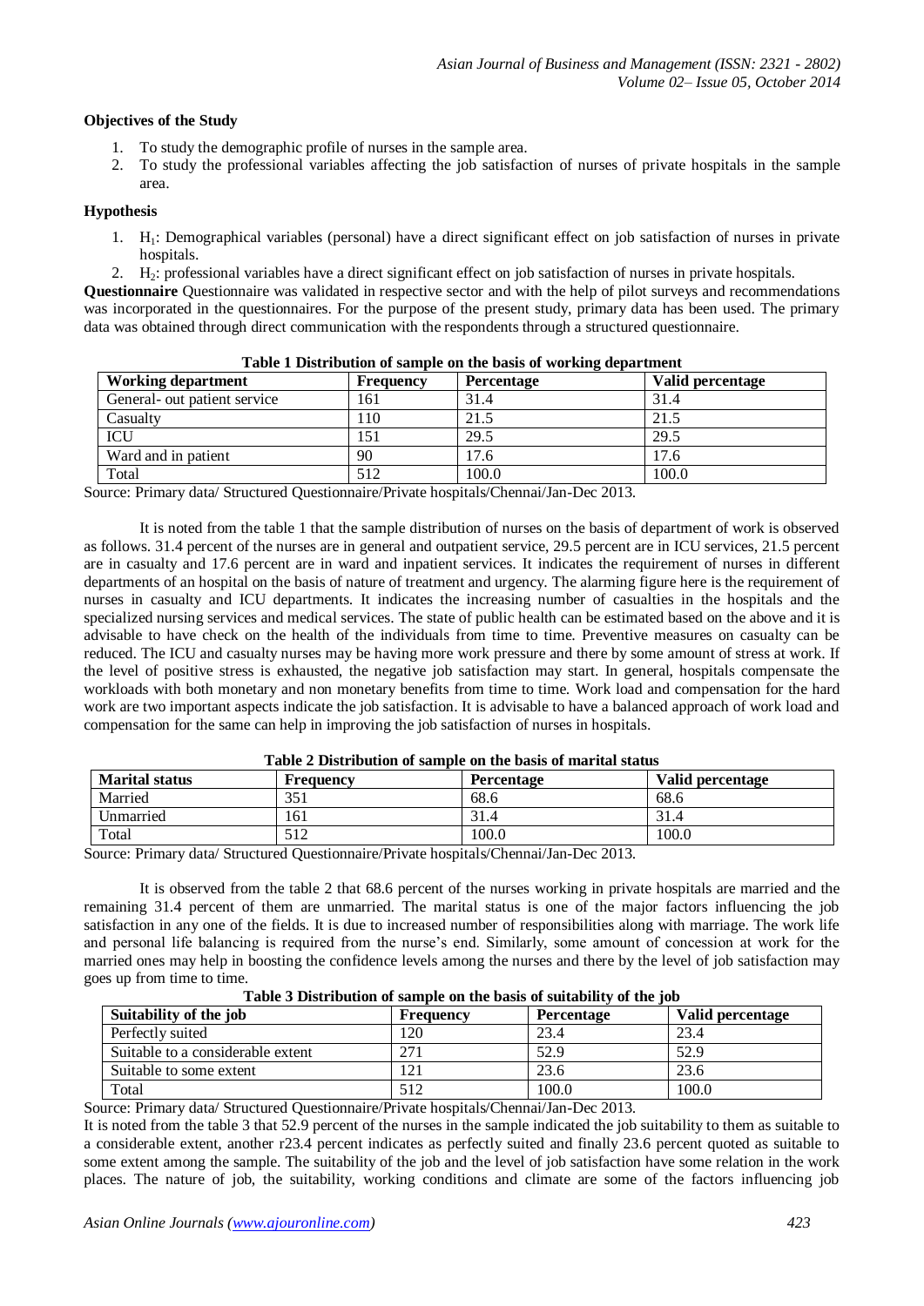**Objectives of the Study**

1. To study the demographic profile of nurses in the sample area.
2. To study the professional variables affecting the job satisfaction of nurses of private hospitals in the sample area.

**Hypothesis**

1. $H_1$: Demographical variables (personal) have a direct significant effect on job satisfaction of nurses in private hospitals.
2. $H_2$: professional variables have a direct significant effect on job satisfaction of nurses in private hospitals.

**Questionnaire** Questionnaire was validated in respective sector and with the help of pilot surveys and recommendations was incorporated in the questionnaires. For the purpose of the present study, primary data has been used. The primary data was obtained through direct communication with the respondents through a structured questionnaire.

**Table 1 Distribution of sample on the basis of working department**

| Working department | Frequency | Percentage | Valid percentage |
|---|---|---|---|
| General- out patient service | 161 | 31.4 | 31.4 |
| Casualty | 110 | 21.5 | 21.5 |
| ICU | 151 | 29.5 | 29.5 |
| Ward and in patient | 90 | 17.6 | 17.6 |
| Total | 512 | 100.0 | 100.0 |

Source: Primary data/ Structured Questionnaire/Private hospitals/Chennai/Jan-Dec 2013.

It is noted from the table 1 that the sample distribution of nurses on the basis of department of work is observed as follows. 31.4 percent of the nurses are in general and outpatient service, 29.5 percent are in ICU services, 21.5 percent are in casualty and 17.6 percent are in ward and inpatient services. It indicates the requirement of nurses in different departments of an hospital on the basis of nature of treatment and urgency. The alarming figure here is the requirement of nurses in casualty and ICU departments. It indicates the increasing number of casualties in the hospitals and the specialized nursing services and medical services. The state of public health can be estimated based on the above and it is advisable to have check on the health of the individuals from time to time. Preventive measures on casualty can be reduced. The ICU and casualty nurses may be having more work pressure and there by some amount of stress at work. If the level of positive stress is exhausted, the negative job satisfaction may start. In general, hospitals compensate the workloads with both monetary and non monetary benefits from time to time. Work load and compensation for the hard work are two important aspects indicate the job satisfaction. It is advisable to have a balanced approach of work load and compensation for the same can help in improving the job satisfaction of nurses in hospitals.

**Table 2 Distribution of sample on the basis of marital status**

| Marital status | Frequency | Percentage | Valid percentage |
|---|---|---|---|
| Married | 351 | 68.6 | 68.6 |
| Unmarried | 161 | 31.4 | 31.4 |
| Total | 512 | 100.0 | 100.0 |

Source: Primary data/ Structured Questionnaire/Private hospitals/Chennai/Jan-Dec 2013.

It is observed from the table 2 that 68.6 percent of the nurses working in private hospitals are married and the remaining 31.4 percent of them are unmarried. The marital status is one of the major factors influencing the job satisfaction in any one of the fields. It is due to increased number of responsibilities along with marriage. The work life and personal life balancing is required from the nurse's end. Similarly, some amount of concession at work for the married ones may help in boosting the confidence levels among the nurses and there by the level of job satisfaction may goes up from time to time.

**Table 3 Distribution of sample on the basis of suitability of the job**

| Suitability of the job | Frequency | Percentage | Valid percentage |
|---|---|---|---|
| Perfectly suited | 120 | 23.4 | 23.4 |
| Suitable to a considerable extent | 271 | 52.9 | 52.9 |
| Suitable to some extent | 121 | 23.6 | 23.6 |
| Total | 512 | 100.0 | 100.0 |

Source: Primary data/ Structured Questionnaire/Private hospitals/Chennai/Jan-Dec 2013.

It is noted from the table 3 that 52.9 percent of the nurses in the sample indicated the job suitability to them as suitable to a considerable extent, another r23.4 percent indicates as perfectly suited and finally 23.6 percent quoted as suitable to some extent among the sample. The suitability of the job and the level of job satisfaction have some relation in the work places. The nature of job, the suitability, working conditions and climate are some of the factors influencing job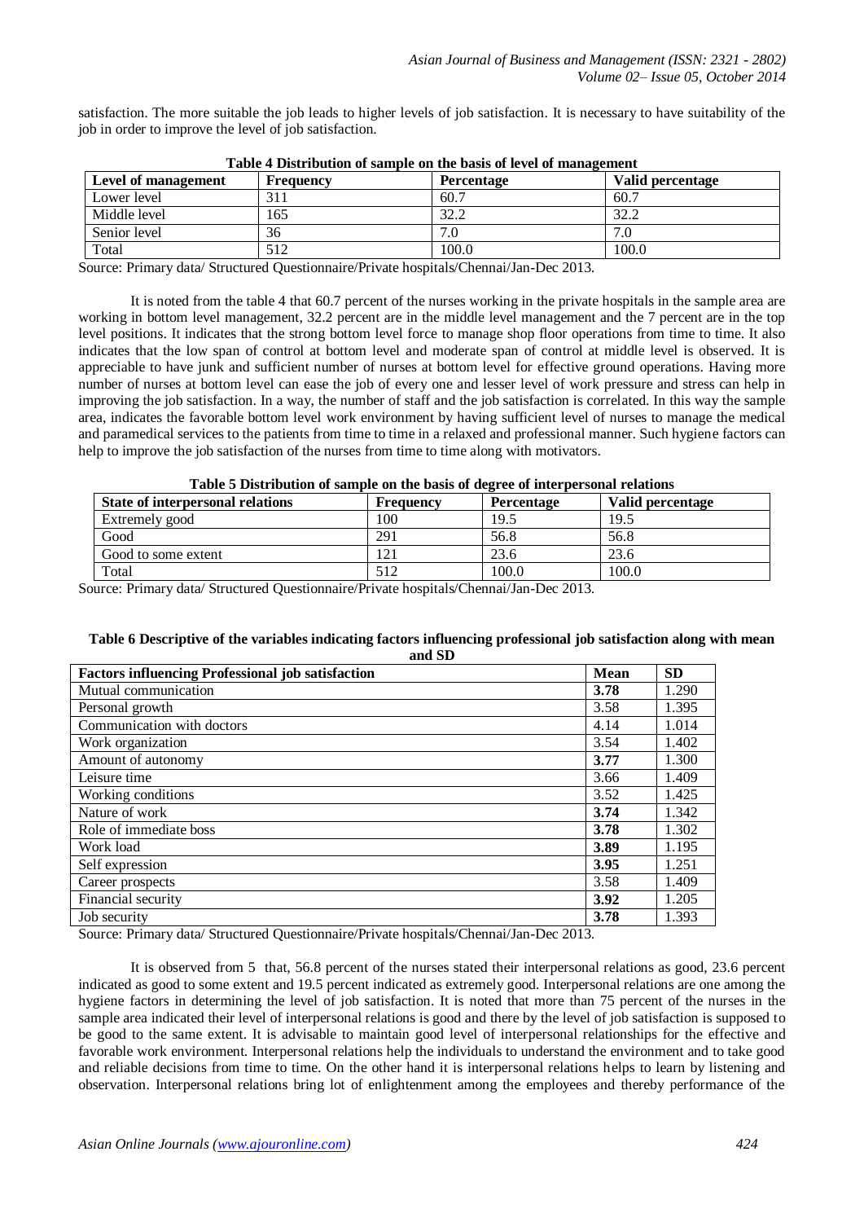satisfaction. The more suitable the job leads to higher levels of job satisfaction. It is necessary to have suitability of the job in order to improve the level of job satisfaction.

**Table 4 Distribution of sample on the basis of level of management**

| Level of management | Frequency | Percentage | Valid percentage |
|---|---|---|---|
| Lower level | 311 | 60.7 | 60.7 |
| Middle level | 165 | 32.2 | 32.2 |
| Senior level | 36 | 7.0 | 7.0 |
| Total | 512 | 100.0 | 100.0 |

Source: Primary data/ Structured Questionnaire/Private hospitals/Chennai/Jan-Dec 2013.

It is noted from the table 4 that 60.7 percent of the nurses working in the private hospitals in the sample area are working in bottom level management, 32.2 percent are in the middle level management and the 7 percent are in the top level positions. It indicates that the strong bottom level force to manage shop floor operations from time to time. It also indicates that the low span of control at bottom level and moderate span of control at middle level is observed. It is appreciable to have junk and sufficient number of nurses at bottom level for effective ground operations. Having more number of nurses at bottom level can ease the job of every one and lesser level of work pressure and stress can help in improving the job satisfaction. In a way, the number of staff and the job satisfaction is correlated. In this way the sample area, indicates the favorable bottom level work environment by having sufficient level of nurses to manage the medical and paramedical services to the patients from time to time in a relaxed and professional manner. Such hygiene factors can help to improve the job satisfaction of the nurses from time to time along with motivators.

**Table 5 Distribution of sample on the basis of degree of interpersonal relations**

| State of interpersonal relations | Frequency | Percentage | Valid percentage |
|---|---|---|---|
| Extremely good | 100 | 19.5 | 19.5 |
| Good | 291 | 56.8 | 56.8 |
| Good to some extent | 121 | 23.6 | 23.6 |
| Total | 512 | 100.0 | 100.0 |

Source: Primary data/ Structured Questionnaire/Private hospitals/Chennai/Jan-Dec 2013.

**Table 6 Descriptive of the variables indicating factors influencing professional job satisfaction along with mean and SD**

| Factors influencing Professional job satisfaction | Mean | SD |
|---|---|---|
| Mutual communication | **3.78** | 1.290 |
| Personal growth | 3.58 | 1.395 |
| Communication with doctors | 4.14 | 1.014 |
| Work organization | 3.54 | 1.402 |
| Amount of autonomy | **3.77** | 1.300 |
| Leisure time | 3.66 | 1.409 |
| Working conditions | 3.52 | 1.425 |
| Nature of work | **3.74** | 1.342 |
| Role of immediate boss | **3.78** | 1.302 |
| Work load | **3.89** | 1.195 |
| Self expression | **3.95** | 1.251 |
| Career prospects | 3.58 | 1.409 |
| Financial security | **3.92** | 1.205 |
| Job security | **3.78** | 1.393 |

Source: Primary data/ Structured Questionnaire/Private hospitals/Chennai/Jan-Dec 2013.

It is observed from 5 that, 56.8 percent of the nurses stated their interpersonal relations as good, 23.6 percent indicated as good to some extent and 19.5 percent indicated as extremely good. Interpersonal relations are one among the hygiene factors in determining the level of job satisfaction. It is noted that more than 75 percent of the nurses in the sample area indicated their level of interpersonal relations is good and there by the level of job satisfaction is supposed to be good to the same extent. It is advisable to maintain good level of interpersonal relationships for the effective and favorable work environment. Interpersonal relations help the individuals to understand the environment and to take good and reliable decisions from time to time. On the other hand it is interpersonal relations helps to learn by listening and observation. Interpersonal relations bring lot of enlightenment among the employees and thereby performance of the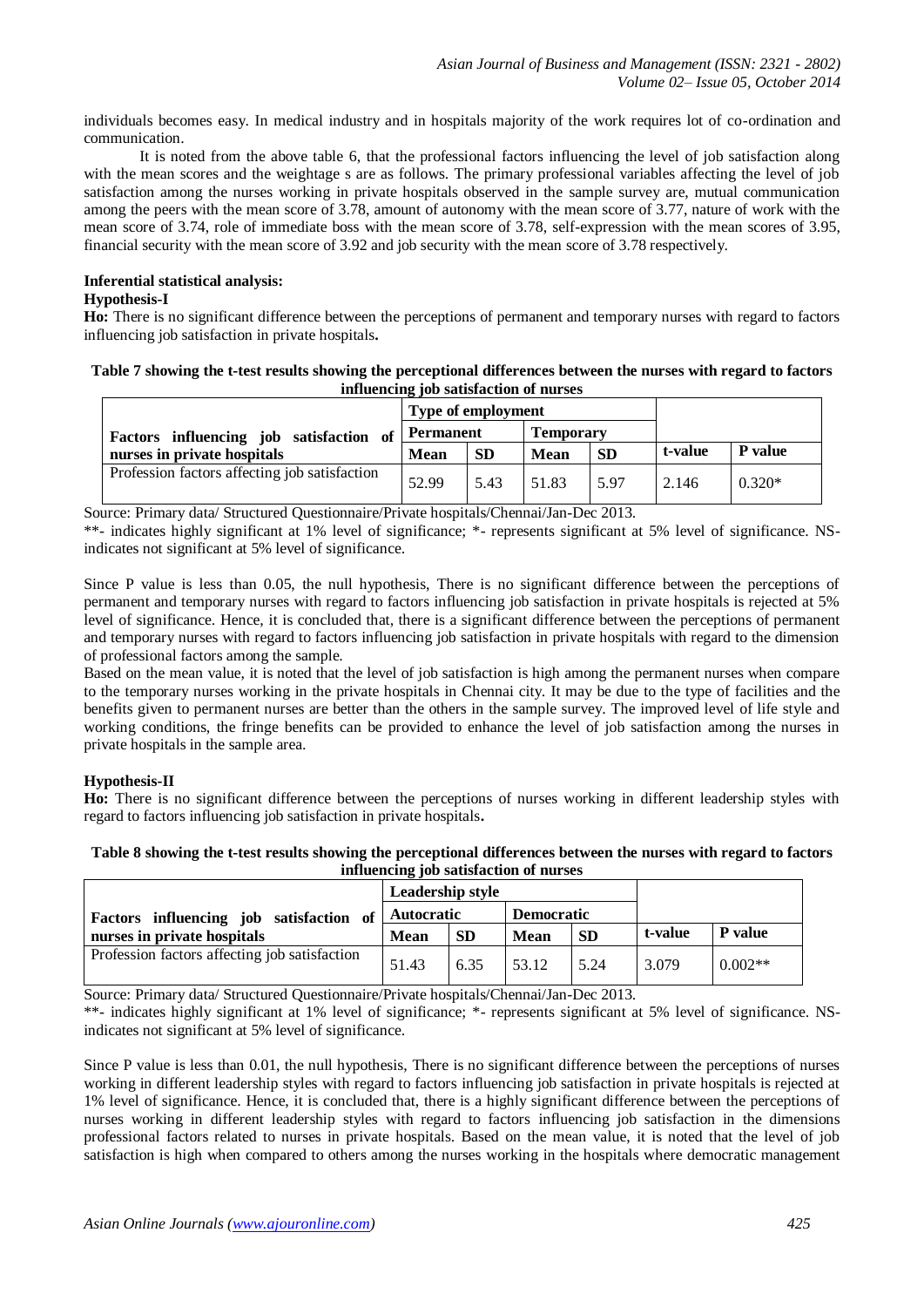individuals becomes easy. In medical industry and in hospitals majority of the work requires lot of co-ordination and communication.

It is noted from the above table 6, that the professional factors influencing the level of job satisfaction along with the mean scores and the weightage s are as follows. The primary professional variables affecting the level of job satisfaction among the nurses working in private hospitals observed in the sample survey are, mutual communication among the peers with the mean score of 3.78, amount of autonomy with the mean score of 3.77, nature of work with the mean score of 3.74, role of immediate boss with the mean score of 3.78, self-expression with the mean scores of 3.95, financial security with the mean score of 3.92 and job security with the mean score of 3.78 respectively.

**Inferential statistical analysis:**

**Hypothesis-I**

**Ho:** There is no significant difference between the perceptions of permanent and temporary nurses with regard to factors influencing job satisfaction in private hospitals**.**

**Table 7 showing the t-test results showing the perceptional differences between the nurses with regard to factors influencing job satisfaction of nurses**

| Factors influencing job satisfaction of nurses in private hospitals | Type of employment | | | | | |
|---|---|---|---|---|---|---|
| | Permanent | | Temporary | | | |
| | Mean | SD | Mean | SD | t-value | P value |
| Profession factors affecting job satisfaction | 52.99 | 5.43 | 51.83 | 5.97 | 2.146 | 0.320* |

Source: Primary data/ Structured Questionnaire/Private hospitals/Chennai/Jan-Dec 2013.

**- indicates highly significant at 1% level of significance; *- represents significant at 5% level of significance. NS- indicates not significant at 5% level of significance.

Since P value is less than 0.05, the null hypothesis, There is no significant difference between the perceptions of permanent and temporary nurses with regard to factors influencing job satisfaction in private hospitals is rejected at 5% level of significance. Hence, it is concluded that, there is a significant difference between the perceptions of permanent and temporary nurses with regard to factors influencing job satisfaction in private hospitals with regard to the dimension of professional factors among the sample.

Based on the mean value, it is noted that the level of job satisfaction is high among the permanent nurses when compare to the temporary nurses working in the private hospitals in Chennai city. It may be due to the type of facilities and the benefits given to permanent nurses are better than the others in the sample survey. The improved level of life style and working conditions, the fringe benefits can be provided to enhance the level of job satisfaction among the nurses in private hospitals in the sample area.

**Hypothesis-II**

**Ho:** There is no significant difference between the perceptions of nurses working in different leadership styles with regard to factors influencing job satisfaction in private hospitals**.**

**Table 8 showing the t-test results showing the perceptional differences between the nurses with regard to factors influencing job satisfaction of nurses**

| Factors influencing job satisfaction of nurses in private hospitals | Leadership style | | | | | |
|---|---|---|---|---|---|---|
| | Autocratic | | Democratic | | | |
| | Mean | SD | Mean | SD | t-value | P value |
| Profession factors affecting job satisfaction | 51.43 | 6.35 | 53.12 | 5.24 | 3.079 | 0.002** |

Source: Primary data/ Structured Questionnaire/Private hospitals/Chennai/Jan-Dec 2013.

**- indicates highly significant at 1% level of significance; *- represents significant at 5% level of significance. NS- indicates not significant at 5% level of significance.

Since P value is less than 0.01, the null hypothesis, There is no significant difference between the perceptions of nurses working in different leadership styles with regard to factors influencing job satisfaction in private hospitals is rejected at 1% level of significance. Hence, it is concluded that, there is a highly significant difference between the perceptions of nurses working in different leadership styles with regard to factors influencing job satisfaction in the dimensions professional factors related to nurses in private hospitals. Based on the mean value, it is noted that the level of job satisfaction is high when compared to others among the nurses working in the hospitals where democratic management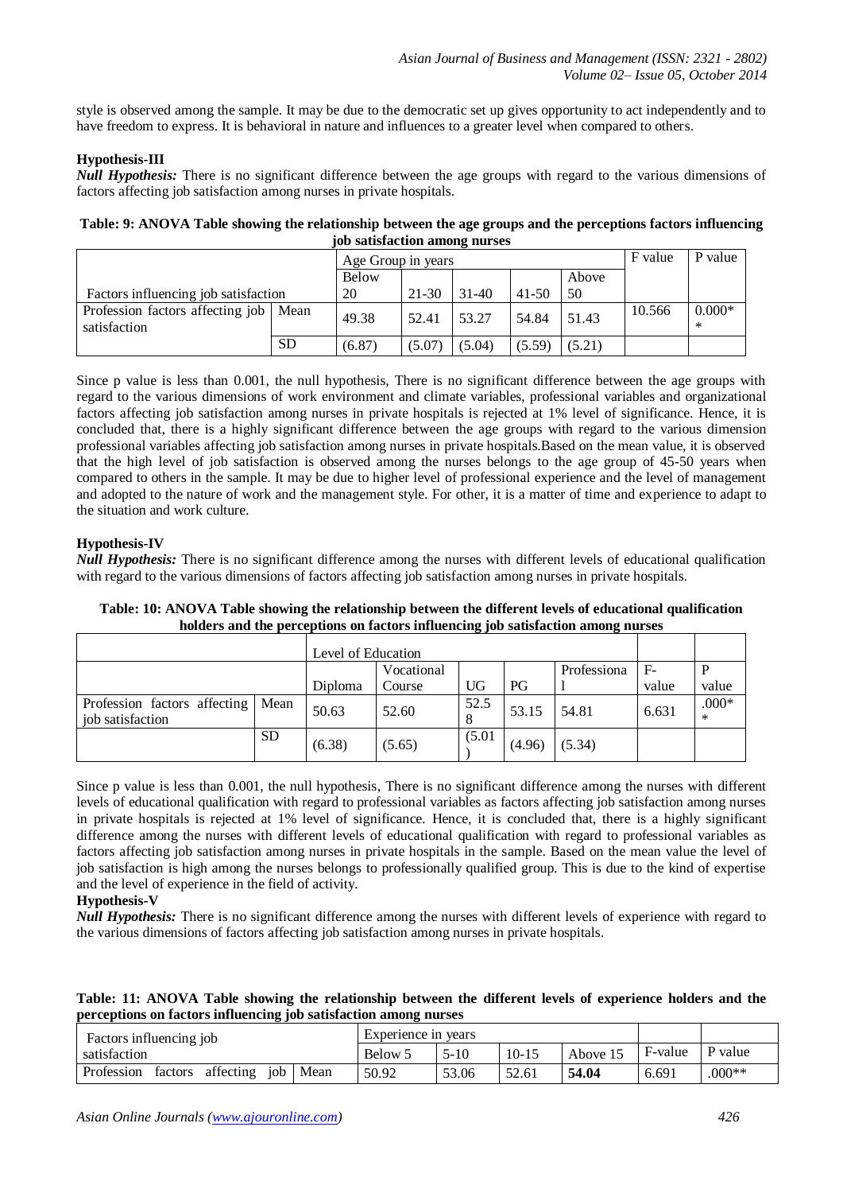style is observed among the sample. It may be due to the democratic set up gives opportunity to act independently and to have freedom to express. It is behavioral in nature and influences to a greater level when compared to others.

**Hypothesis-III**

***Null Hypothesis:*** There is no significant difference between the age groups with regard to the various dimensions of factors affecting job satisfaction among nurses in private hospitals.

**Table: 9: ANOVA Table showing the relationship between the age groups and the perceptions factors influencing job satisfaction among nurses**

| Factors influencing job satisfaction | | Age Group in years | | | | | F value | P value |
|---|---|---|---|---|---|---|---|---|
| | | Below 20 | 21-30 | 31-40 | 41-50 | Above 50 | | |
| Profession factors affecting job satisfaction | Mean | 49.38 | 52.41 | 53.27 | 54.84 | 51.43 | 10.566 | 0.000** |
| | SD | (6.87) | (5.07) | (5.04) | (5.59) | (5.21) | | |

Since p value is less than 0.001, the null hypothesis, There is no significant difference between the age groups with regard to the various dimensions of work environment and climate variables, professional variables and organizational factors affecting job satisfaction among nurses in private hospitals is rejected at 1% level of significance. Hence, it is concluded that, there is a highly significant difference between the age groups with regard to the various dimension professional variables affecting job satisfaction among nurses in private hospitals.Based on the mean value, it is observed that the high level of job satisfaction is observed among the nurses belongs to the age group of 45-50 years when compared to others in the sample. It may be due to higher level of professional experience and the level of management and adopted to the nature of work and the management style. For other, it is a matter of time and experience to adapt to the situation and work culture.

**Hypothesis-IV**

***Null Hypothesis:*** There is no significant difference among the nurses with different levels of educational qualification with regard to the various dimensions of factors affecting job satisfaction among nurses in private hospitals.

**Table: 10: ANOVA Table showing the relationship between the different levels of educational qualification holders and the perceptions on factors influencing job satisfaction among nurses**

| | | Level of Education | | | | | | |
|---|---|---|---|---|---|---|---|---|
| | | Diploma | Vocational Course | UG | PG | Professional | F-value | P value |
| Profession factors affecting job satisfaction | Mean | 50.63 | 52.60 | 52.58 | 53.15 | 54.81 | 6.631 | .000** |
| | SD | (6.38) | (5.65) | (5.01) | (4.96) | (5.34) | | |

Since p value is less than 0.001, the null hypothesis, There is no significant difference among the nurses with different levels of educational qualification with regard to professional variables as factors affecting job satisfaction among nurses in private hospitals is rejected at 1% level of significance. Hence, it is concluded that, there is a highly significant difference among the nurses with different levels of educational qualification with regard to professional variables as factors affecting job satisfaction among nurses in private hospitals in the sample. Based on the mean value the level of job satisfaction is high among the nurses belongs to professionally qualified group. This is due to the kind of expertise and the level of experience in the field of activity.

**Hypothesis-V**

***Null Hypothesis:*** There is no significant difference among the nurses with different levels of experience with regard to the various dimensions of factors affecting job satisfaction among nurses in private hospitals.

**Table: 11: ANOVA Table showing the relationship between the different levels of experience holders and the perceptions on factors influencing job satisfaction among nurses**

| Factors influencing job satisfaction | | Experience in years | | | | F-value | P value |
|---|---|---|---|---|---|---|---|
| | | Below 5 | 5-10 | 10-15 | Above 15 | | |
| Profession factors affecting job | Mean | 50.92 | 53.06 | 52.61 | **54.04** | 6.691 | .000** |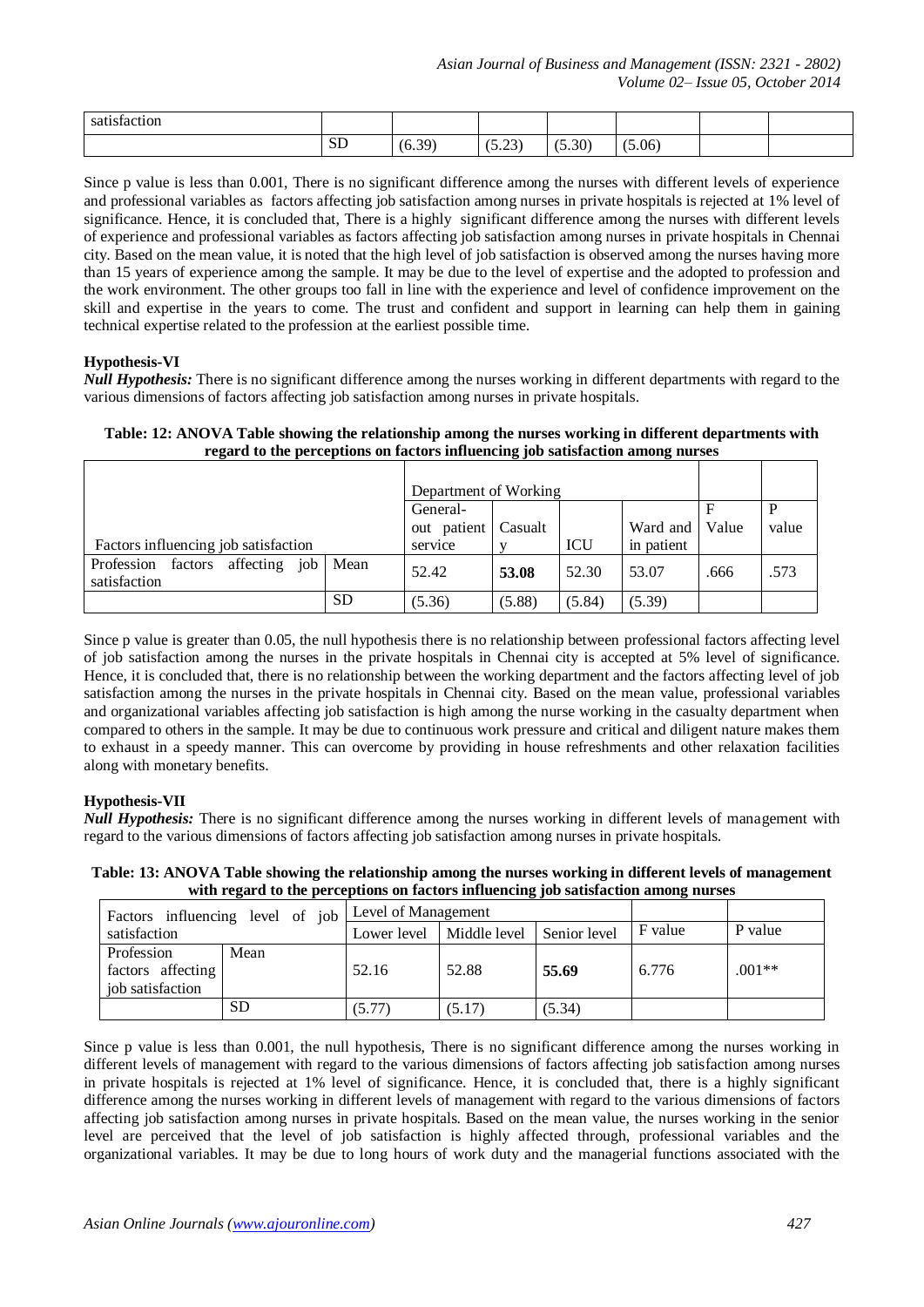| satisfaction | | | | | | | |
|---|---|---|---|---|---|---|---|
| | SD | (6.39) | (5.23) | (5.30) | (5.06) | | |

Since p value is less than 0.001, There is no significant difference among the nurses with different levels of experience and professional variables as factors affecting job satisfaction among nurses in private hospitals is rejected at 1% level of significance. Hence, it is concluded that, There is a highly significant difference among the nurses with different levels of experience and professional variables as factors affecting job satisfaction among nurses in private hospitals in Chennai city. Based on the mean value, it is noted that the high level of job satisfaction is observed among the nurses having more than 15 years of experience among the sample. It may be due to the level of expertise and the adopted to profession and the work environment. The other groups too fall in line with the experience and level of confidence improvement on the skill and expertise in the years to come. The trust and confident and support in learning can help them in gaining technical expertise related to the profession at the earliest possible time.

### Hypothesis-VI

***Null Hypothesis:*** There is no significant difference among the nurses working in different departments with regard to the various dimensions of factors affecting job satisfaction among nurses in private hospitals.

**Table: 12: ANOVA Table showing the relationship among the nurses working in different departments with regard to the perceptions on factors influencing job satisfaction among nurses**

| Factors influencing job satisfaction | | Department of Working | | | | F Value | P value |
|---|---|---|---|---|---|---|---|
| | | General-out patient service | Casualty | ICU | Ward and in patient | | |
| Profession factors affecting job satisfaction | Mean | 52.42 | **53.08** | 52.30 | 53.07 | .666 | .573 |
| | SD | (5.36) | (5.88) | (5.84) | (5.39) | | |

Since p value is greater than 0.05, the null hypothesis there is no relationship between professional factors affecting level of job satisfaction among the nurses in the private hospitals in Chennai city is accepted at 5% level of significance. Hence, it is concluded that, there is no relationship between the working department and the factors affecting level of job satisfaction among the nurses in the private hospitals in Chennai city. Based on the mean value, professional variables and organizational variables affecting job satisfaction is high among the nurse working in the casualty department when compared to others in the sample. It may be due to continuous work pressure and critical and diligent nature makes them to exhaust in a speedy manner. This can overcome by providing in house refreshments and other relaxation facilities along with monetary benefits.

### Hypothesis-VII

***Null Hypothesis:*** There is no significant difference among the nurses working in different levels of management with regard to the various dimensions of factors affecting job satisfaction among nurses in private hospitals.

**Table: 13: ANOVA Table showing the relationship among the nurses working in different levels of management with regard to the perceptions on factors influencing job satisfaction among nurses**

| Factors influencing level of job satisfaction | | Level of Management | | | F value | P value |
|---|---|---|---|---|---|---|
| | | Lower level | Middle level | Senior level | | |
| Profession factors affecting job satisfaction | Mean | 52.16 | 52.88 | **55.69** | 6.776 | .001** |
| | SD | (5.77) | (5.17) | (5.34) | | |

Since p value is less than 0.001, the null hypothesis, There is no significant difference among the nurses working in different levels of management with regard to the various dimensions of factors affecting job satisfaction among nurses in private hospitals is rejected at 1% level of significance. Hence, it is concluded that, there is a highly significant difference among the nurses working in different levels of management with regard to the various dimensions of factors affecting job satisfaction among nurses in private hospitals. Based on the mean value, the nurses working in the senior level are perceived that the level of job satisfaction is highly affected through, professional variables and the organizational variables. It may be due to long hours of work duty and the managerial functions associated with the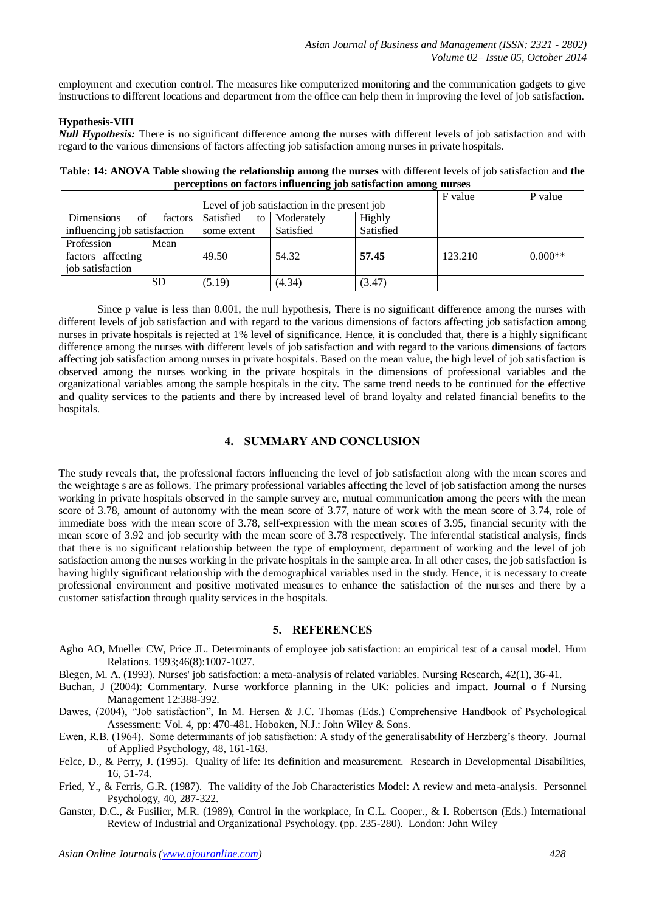employment and execution control. The measures like computerized monitoring and the communication gadgets to give instructions to different locations and department from the office can help them in improving the level of job satisfaction.

**Hypothesis-VIII**

***Null Hypothesis:*** There is no significant difference among the nurses with different levels of job satisfaction and with regard to the various dimensions of factors affecting job satisfaction among nurses in private hospitals.

**Table: 14: ANOVA Table showing the relationship among the nurses** with different levels of job satisfaction and **the perceptions on factors influencing job satisfaction among nurses**

| Dimensions of factors influencing job satisfaction | | Level of job satisfaction in the present job | | | F value | P value |
|---|---|---|---|---|---|---|
| | | Satisfied to some extent | Moderately Satisfied | Highly Satisfied | | |
| Profession factors affecting job satisfaction | Mean | 49.50 | 54.32 | **57.45** | 123.210 | 0.000** |
| | SD | (5.19) | (4.34) | (3.47) | | |

Since p value is less than 0.001, the null hypothesis, There is no significant difference among the nurses with different levels of job satisfaction and with regard to the various dimensions of factors affecting job satisfaction among nurses in private hospitals is rejected at 1% level of significance. Hence, it is concluded that, there is a highly significant difference among the nurses with different levels of job satisfaction and with regard to the various dimensions of factors affecting job satisfaction among nurses in private hospitals. Based on the mean value, the high level of job satisfaction is observed among the nurses working in the private hospitals in the dimensions of professional variables and the organizational variables among the sample hospitals in the city. The same trend needs to be continued for the effective and quality services to the patients and there by increased level of brand loyalty and related financial benefits to the hospitals.

## 4. SUMMARY AND CONCLUSION

The study reveals that, the professional factors influencing the level of job satisfaction along with the mean scores and the weightage s are as follows. The primary professional variables affecting the level of job satisfaction among the nurses working in private hospitals observed in the sample survey are, mutual communication among the peers with the mean score of 3.78, amount of autonomy with the mean score of 3.77, nature of work with the mean score of 3.74, role of immediate boss with the mean score of 3.78, self-expression with the mean scores of 3.95, financial security with the mean score of 3.92 and job security with the mean score of 3.78 respectively. The inferential statistical analysis, finds that there is no significant relationship between the type of employment, department of working and the level of job satisfaction among the nurses working in the private hospitals in the sample area. In all other cases, the job satisfaction is having highly significant relationship with the demographical variables used in the study. Hence, it is necessary to create professional environment and positive motivated measures to enhance the satisfaction of the nurses and there by a customer satisfaction through quality services in the hospitals.

## 5. REFERENCES

Agho AO, Mueller CW, Price JL. Determinants of employee job satisfaction: an empirical test of a causal model. Hum Relations. 1993;46(8):1007-1027.

Blegen, M. A. (1993). Nurses' job satisfaction: a meta-analysis of related variables. Nursing Research, 42(1), 36-41.

Buchan, J (2004): Commentary. Nurse workforce planning in the UK: policies and impact. Journal o f Nursing Management 12:388-392.

Dawes, (2004), "Job satisfaction", In M. Hersen & J.C. Thomas (Eds.) Comprehensive Handbook of Psychological Assessment: Vol. 4, pp: 470-481. Hoboken, N.J.: John Wiley & Sons.

Ewen, R.B. (1964). Some determinants of job satisfaction: A study of the generalisability of Herzberg's theory. Journal of Applied Psychology, 48, 161-163.

Felce, D., & Perry, J. (1995). Quality of life: Its definition and measurement. Research in Developmental Disabilities, 16, 51-74.

Fried, Y., & Ferris, G.R. (1987). The validity of the Job Characteristics Model: A review and meta-analysis. Personnel Psychology, 40, 287-322.

Ganster, D.C., & Fusilier, M.R. (1989), Control in the workplace, In C.L. Cooper., & I. Robertson (Eds.) International Review of Industrial and Organizational Psychology. (pp. 235-280). London: John Wiley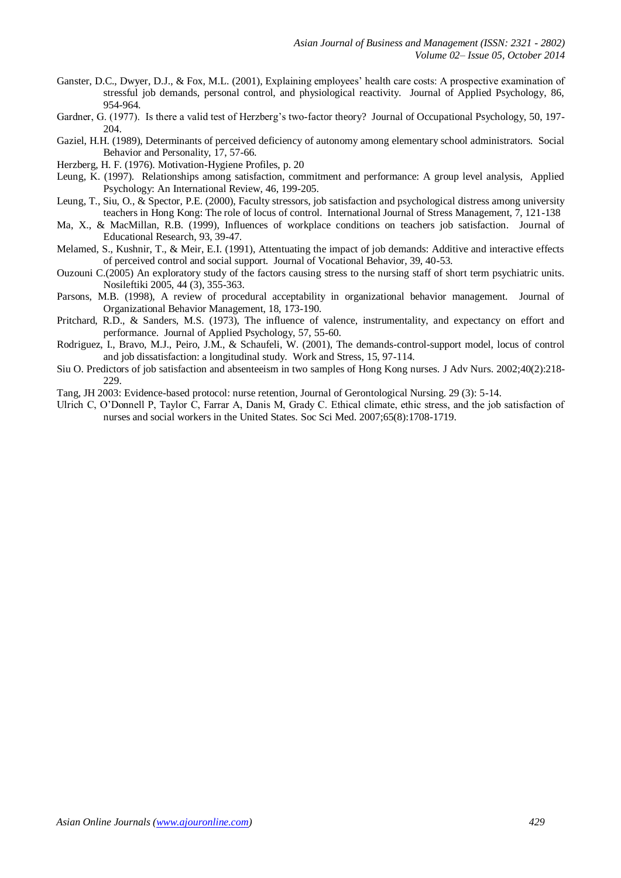Ganster, D.C., Dwyer, D.J., & Fox, M.L. (2001), Explaining employees' health care costs: A prospective examination of stressful job demands, personal control, and physiological reactivity. Journal of Applied Psychology, 86, 954-964.

Gardner, G. (1977). Is there a valid test of Herzberg's two-factor theory? Journal of Occupational Psychology, 50, 197-204.

Gaziel, H.H. (1989), Determinants of perceived deficiency of autonomy among elementary school administrators. Social Behavior and Personality, 17, 57-66.

Herzberg, H. F. (1976). Motivation-Hygiene Profiles, p. 20

Leung, K. (1997). Relationships among satisfaction, commitment and performance: A group level analysis, Applied Psychology: An International Review, 46, 199-205.

Leung, T., Siu, O., & Spector, P.E. (2000), Faculty stressors, job satisfaction and psychological distress among university teachers in Hong Kong: The role of locus of control. International Journal of Stress Management, 7, 121-138

Ma, X., & MacMillan, R.B. (1999), Influences of workplace conditions on teachers job satisfaction. Journal of Educational Research, 93, 39-47.

Melamed, S., Kushnir, T., & Meir, E.I. (1991), Attentuating the impact of job demands: Additive and interactive effects of perceived control and social support. Journal of Vocational Behavior, 39, 40-53.

Ouzouni C.(2005) An exploratory study of the factors causing stress to the nursing staff of short term psychiatric units. Nosileftiki 2005, 44 (3), 355-363.

Parsons, M.B. (1998), A review of procedural acceptability in organizational behavior management. Journal of Organizational Behavior Management, 18, 173-190.

Pritchard, R.D., & Sanders, M.S. (1973), The influence of valence, instrumentality, and expectancy on effort and performance. Journal of Applied Psychology, 57, 55-60.

Rodriguez, I., Bravo, M.J., Peiro, J.M., & Schaufeli, W. (2001), The demands-control-support model, locus of control and job dissatisfaction: a longitudinal study. Work and Stress, 15, 97-114.

Siu O. Predictors of job satisfaction and absenteeism in two samples of Hong Kong nurses. J Adv Nurs. 2002;40(2):218-229.

Tang, JH 2003: Evidence-based protocol: nurse retention, Journal of Gerontological Nursing. 29 (3): 5-14.

Ulrich C, O'Donnell P, Taylor C, Farrar A, Danis M, Grady C. Ethical climate, ethic stress, and the job satisfaction of nurses and social workers in the United States. Soc Sci Med. 2007;65(8):1708-1719.